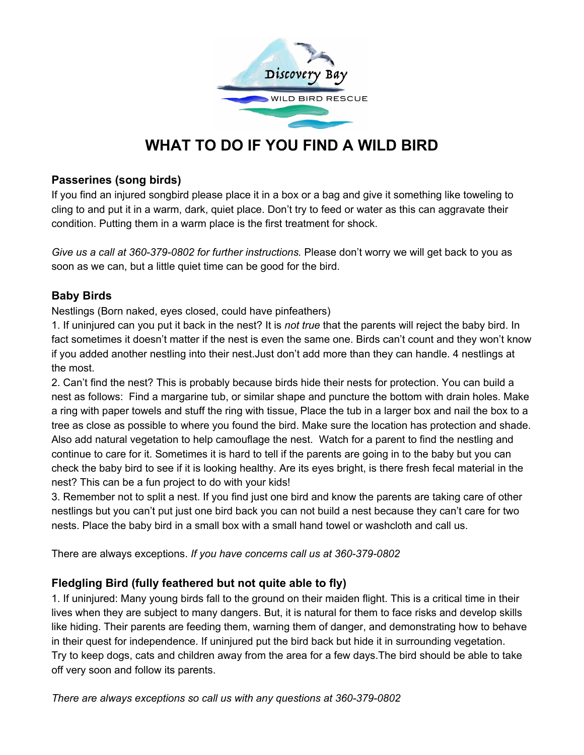Discovery Bay

WILD BIRD RESCUE

# WHAT TO DO IF YOU FIND A WILD BIRD

### Passerines (song birds)

If you find an injured songbird please place it in a box or a bag and give it something like toweling to cling to and put it in a warm, dark, quiet place. Don't try to feed or water as this can aggravate their condition. Putting them in a warm place is the first treatment for shock.

*Give us a call at 360-379-0802 for further instructions.* Please don't worry we will get back to you as soon as we can, but a little quiet time can be good for the bird.

### Baby Birds

Nestlings (Born naked, eyes closed, could have pinfeathers)

1. If uninjured can you put it back in the nest? It is *not true* that the parents will reject the baby bird. In fact sometimes it doesn't matter if the nest is even the same one. Birds can't count and they won't know if you added another nestling into their nest.Just don't add more than they can handle. 4 nestlings at the most.
2. Can't find the nest? This is probably because birds hide their nests for protection. You can build a nest as follows: Find a margarine tub, or similar shape and puncture the bottom with drain holes. Make a ring with paper towels and stuff the ring with tissue, Place the tub in a larger box and nail the box to a tree as close as possible to where you found the bird. Make sure the location has protection and shade. Also add natural vegetation to help camouflage the nest. Watch for a parent to find the nestling and continue to care for it. Sometimes it is hard to tell if the parents are going in to the baby but you can check the baby bird to see if it is looking healthy. Are its eyes bright, is there fresh fecal material in the nest? This can be a fun project to do with your kids!
3. Remember not to split a nest. If you find just one bird and know the parents are taking care of other nestlings but you can't put just one bird back you can not build a nest because they can't care for two nests. Place the baby bird in a small box with a small hand towel or washcloth and call us.

There are always exceptions. *If you have concerns call us at 360-379-0802*

### Fledgling Bird (fully feathered but not quite able to fly)

1. If uninjured: Many young birds fall to the ground on their maiden flight. This is a critical time in their lives when they are subject to many dangers. But, it is natural for them to face risks and develop skills like hiding. Their parents are feeding them, warning them of danger, and demonstrating how to behave in their quest for independence. If uninjured put the bird back but hide it in surrounding vegetation. Try to keep dogs, cats and children away from the area for a few days.The bird should be able to take off very soon and follow its parents.

*There are always exceptions so call us with any questions at 360-379-0802*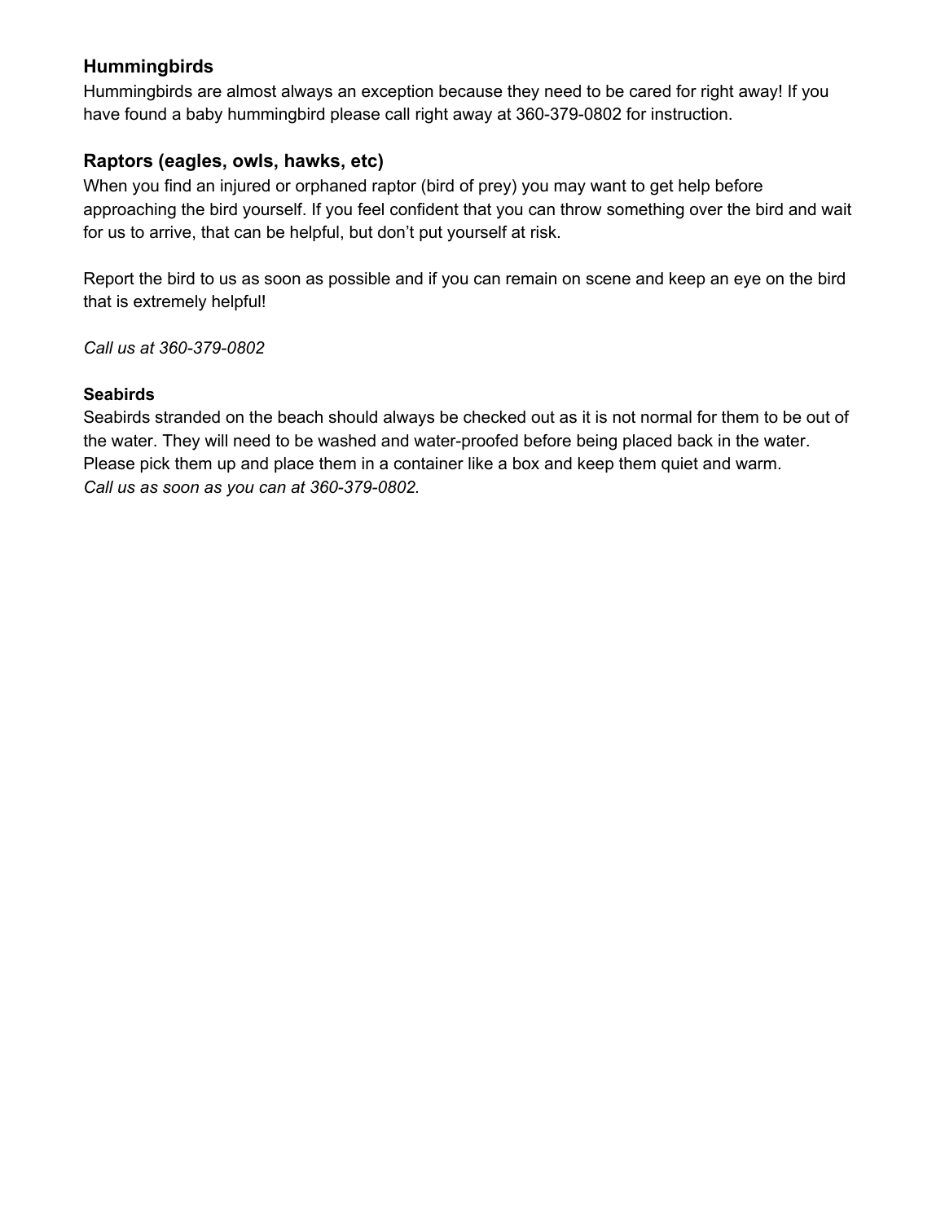## Hummingbirds

Hummingbirds are almost always an exception because they need to be cared for right away! If you have found a baby hummingbird please call right away at 360-379-0802 for instruction.

## Raptors (eagles, owls, hawks, etc)

When you find an injured or orphaned raptor (bird of prey) you may want to get help before approaching the bird yourself. If you feel confident that you can throw something over the bird and wait for us to arrive, that can be helpful, but don't put yourself at risk.

Report the bird to us as soon as possible and if you can remain on scene and keep an eye on the bird that is extremely helpful!

*Call us at 360-379-0802*

### Seabirds

Seabirds stranded on the beach should always be checked out as it is not normal for them to be out of the water. They will need to be washed and water-proofed before being placed back in the water. Please pick them up and place them in a container like a box and keep them quiet and warm.
*Call us as soon as you can at 360-379-0802.*